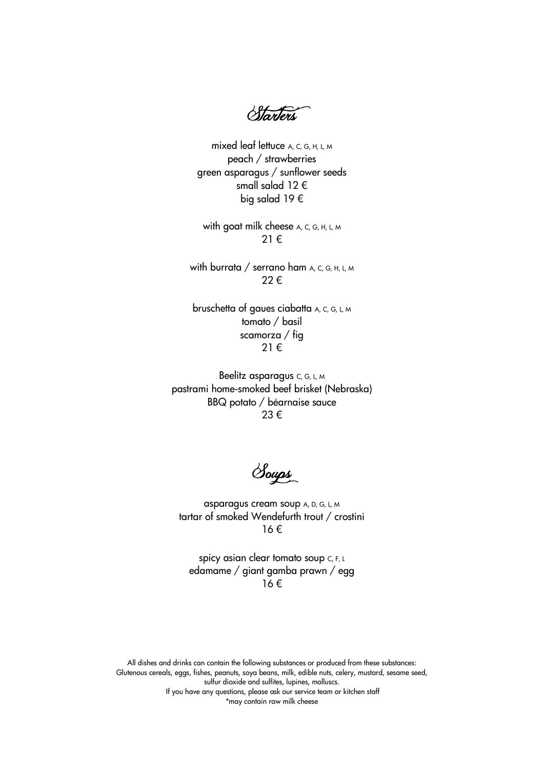# Starters

mixed leaf lettuce A, C, G, H, L, M
peach / strawberries
green asparagus / sunflower seeds
small salad 12 €
big salad 19 €

with goat milk cheese A, C, G, H, L, M
21 €

with burrata / serrano ham A, C, G, H, L, M
22 €

bruschetta of gaues ciabatta A, C, G, L, M
tomato / basil
scamorza / fig
21 €

Beelitz asparagus C, G, L, M
pastrami home-smoked beef brisket (Nebraska)
BBQ potato / béarnaise sauce
23 €

# Soups

asparagus cream soup A, D, G, L, M
tartar of smoked Wendefurth trout / crostini
16 €

spicy asian clear tomato soup C, F, L
edamame / giant gamba prawn / egg
16 €

All dishes and drinks can contain the following substances or produced from these substances:
Glutenous cereals, eggs, fishes, peanuts, soya beans, milk, edible nuts, celery, mustard, sesame seed, sulfur dioxide and sulfites, lupines, molluscs.
If you have any questions, please ask our service team or kitchen staff
*may contain raw milk cheese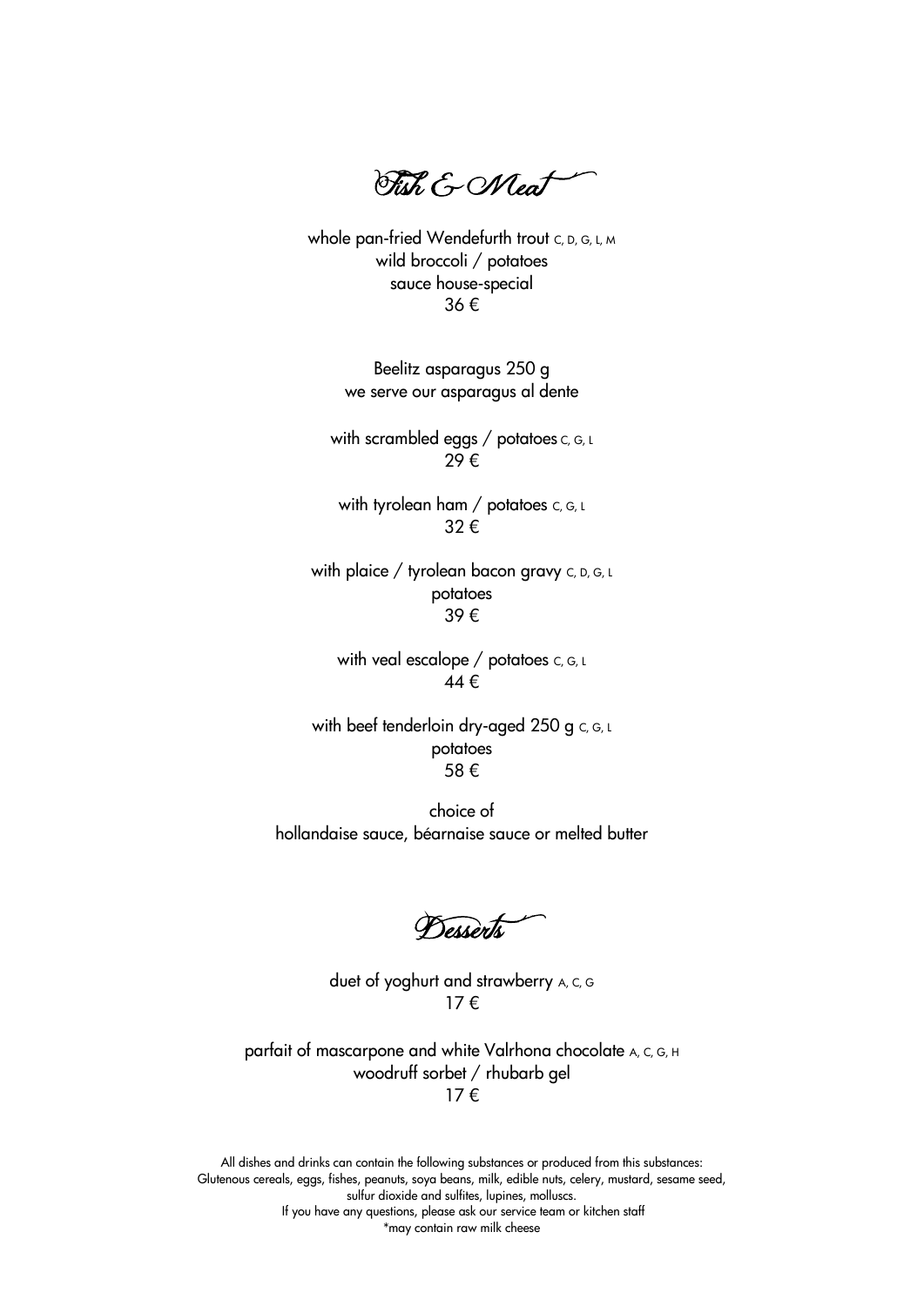## Fish & Meat

whole pan-fried Wendefurth trout C, D, G, L, M
wild broccoli / potatoes
sauce house-special
36 €

Beelitz asparagus 250 g
we serve our asparagus al dente

with scrambled eggs / potatoes C, G, L
29 €

with tyrolean ham / potatoes C, G, L
32 €

with plaice / tyrolean bacon gravy C, D, G, L
potatoes
39 €

with veal escalope / potatoes C, G, L
44 €

with beef tenderloin dry-aged 250 g C, G, L
potatoes
58 €

choice of
hollandaise sauce, béarnaise sauce or melted butter

## Desserts

duet of yoghurt and strawberry A, C, G
17 €

parfait of mascarpone and white Valrhona chocolate A, C, G, H
woodruff sorbet / rhubarb gel
17 €

All dishes and drinks can contain the following substances or produced from this substances:
Glutenous cereals, eggs, fishes, peanuts, soya beans, milk, edible nuts, celery, mustard, sesame seed, sulfur dioxide and sulfites, lupines, molluscs.
If you have any questions, please ask our service team or kitchen staff
*may contain raw milk cheese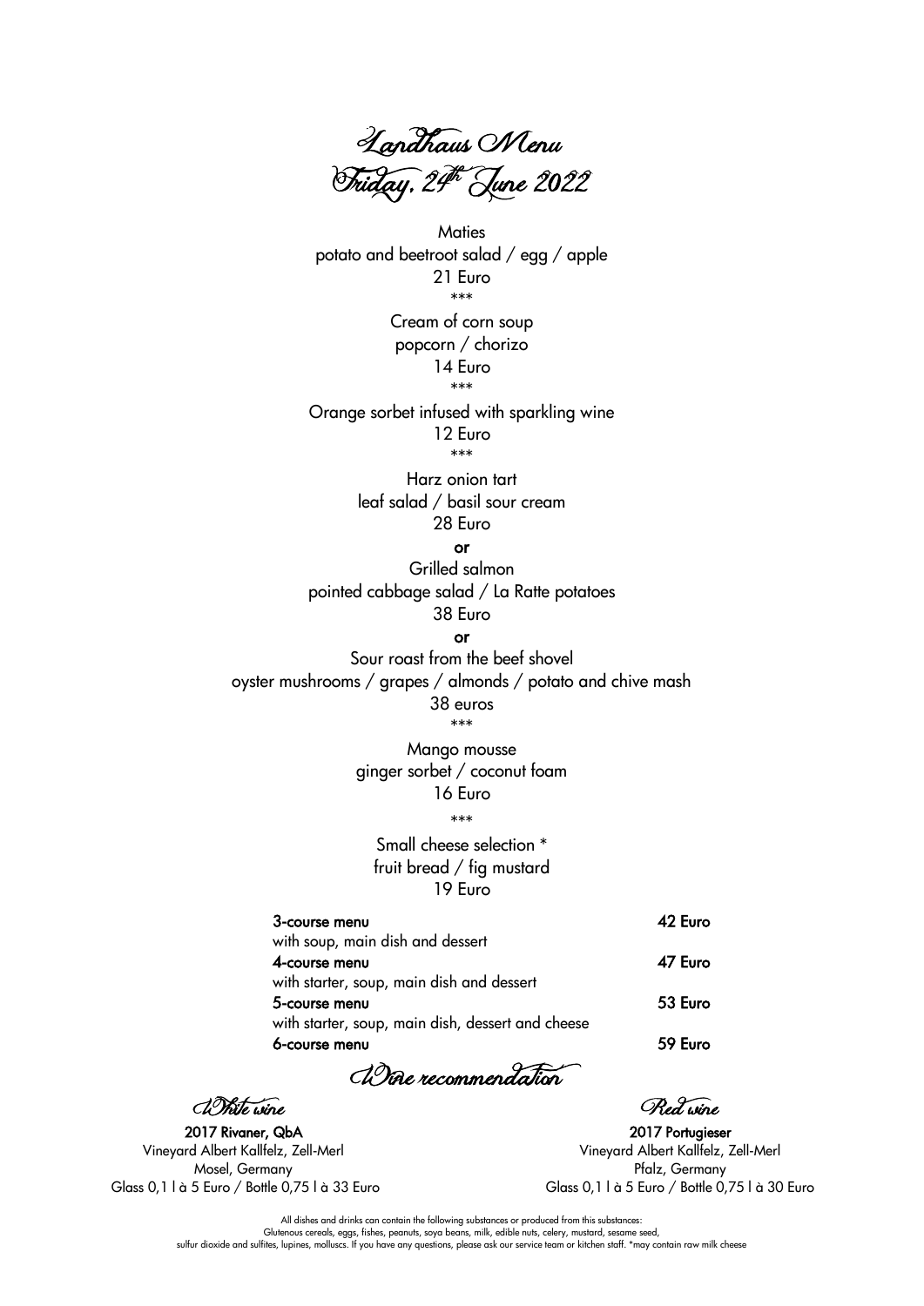# Landhaus Menu
## Friday, 24th June 2022

Maties
potato and beetroot salad / egg / apple
21 Euro

***

Cream of corn soup
popcorn / chorizo
14 Euro

***

Orange sorbet infused with sparkling wine
12 Euro

***

Harz onion tart
leaf salad / basil sour cream
28 Euro

**or**

Grilled salmon
pointed cabbage salad / La Ratte potatoes
38 Euro

**or**

Sour roast from the beef shovel
oyster mushrooms / grapes / almonds / potato and chive mash
38 euros

***

Mango mousse
ginger sorbet / coconut foam
16 Euro

***

Small cheese selection *
fruit bread / fig mustard
19 Euro

| | |
|---|---|
| **3-course menu**<br>with soup, main dish and dessert | **42 Euro** |
| **4-course menu**<br>with starter, soup, main dish and dessert | **47 Euro** |
| **5-course menu**<br>with starter, soup, main dish, dessert and cheese | **53 Euro** |
| **6-course menu** | **59 Euro** |

## Wine recommendation

### White wine

**2017 Rivaner, QbA**
Vineyard Albert Kallfelz, Zell-Merl
Mosel, Germany
Glass 0,1 l à 5 Euro / Bottle 0,75 l à 33 Euro

### Red wine

**2017 Portugieser**
Vineyard Albert Kallfelz, Zell-Merl
Pfalz, Germany
Glass 0,1 l à 5 Euro / Bottle 0,75 l à 30 Euro

All dishes and drinks can contain the following substances or produced from this substances:
Glutenous cereals, eggs, fishes, peanuts, soya beans, milk, edible nuts, celery, mustard, sesame seed,
sulfur dioxide and sulfites, lupines, molluscs. If you have any questions, please ask our service team or kitchen staff. *may contain raw milk cheese